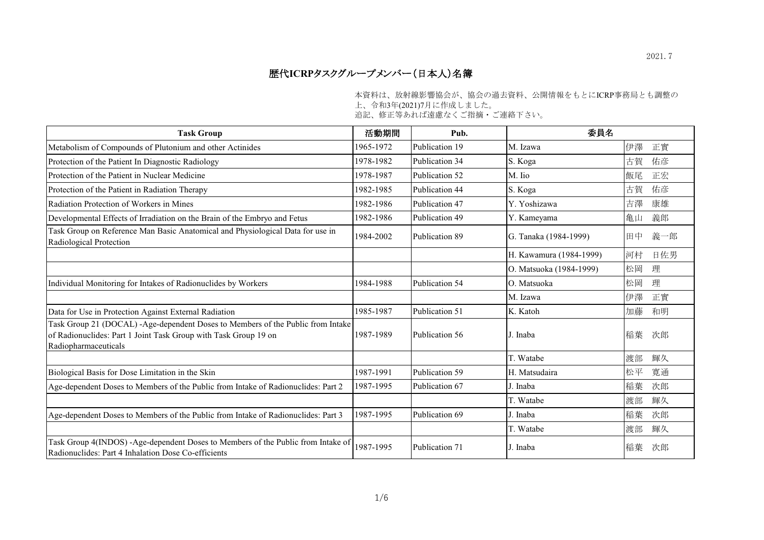2021.7

# 歴代ICRPタスクグループメンバー（日本人）名簿

本資料は、放射線影響協会が、協会の過去資料、公開情報をもとにICRP事務局とも調整の上、令和3年(2021)7月に作成しました。
追記、修正等あれば遠慮なくご指摘・ご連絡下さい。

| Task Group | 活動期間 | Pub. | 委員名 | |
|---|---|---|---|---|
| Metabolism of Compounds of Plutonium and other Actinides | 1965-1972 | Publication 19 | M. Izawa | 伊澤　正實 |
| Protection of the Patient In Diagnostic Radiology | 1978-1982 | Publication 34 | S. Koga | 古賀　佑彦 |
| Protection of the Patient in Nuclear Medicine | 1978-1987 | Publication 52 | M. Iio | 飯尾　正宏 |
| Protection of the Patient in Radiation Therapy | 1982-1985 | Publication 44 | S. Koga | 古賀　佑彦 |
| Radiation Protection of Workers in Mines | 1982-1986 | Publication 47 | Y. Yoshizawa | 吉澤　康雄 |
| Developmental Effects of Irradiation on the Brain of the Embryo and Fetus | 1982-1986 | Publication 49 | Y. Kameyama | 亀山　義郎 |
| Task Group on Reference Man Basic Anatomical and Physiological Data for use in Radiological Protection | 1984-2002 | Publication 89 | G. Tanaka (1984-1999) | 田中　義一郎 |
| | | | H. Kawamura (1984-1999) | 河村　日佐男 |
| | | | O. Matsuoka (1984-1999) | 松岡　理 |
| Individual Monitoring for Intakes of Radionuclides by Workers | 1984-1988 | Publication 54 | O. Matsuoka | 松岡　理 |
| | | | M. Izawa | 伊澤　正實 |
| Data for Use in Protection Against External Radiation | 1985-1987 | Publication 51 | K. Katoh | 加藤　和明 |
| Task Group 21 (DOCAL) -Age-dependent Doses to Members of the Public from Intake of Radionuclides: Part 1 Joint Task Group with Task Group 19 on Radiopharmaceuticals | 1987-1989 | Publication 56 | J. Inaba | 稲葉　次郎 |
| | | | T. Watabe | 渡部　輝久 |
| Biological Basis for Dose Limitation in the Skin | 1987-1991 | Publication 59 | H. Matsudaira | 松平　寛通 |
| Age-dependent Doses to Members of the Public from Intake of Radionuclides: Part 2 | 1987-1995 | Publication 67 | J. Inaba | 稲葉　次郎 |
| | | | T. Watabe | 渡部　輝久 |
| Age-dependent Doses to Members of the Public from Intake of Radionuclides: Part 3 | 1987-1995 | Publication 69 | J. Inaba | 稲葉　次郎 |
| | | | T. Watabe | 渡部　輝久 |
| Task Group 4(INDOS) -Age-dependent Doses to Members of the Public from Intake of Radionuclides: Part 4 Inhalation Dose Co-efficients | 1987-1995 | Publication 71 | J. Inaba | 稲葉　次郎 |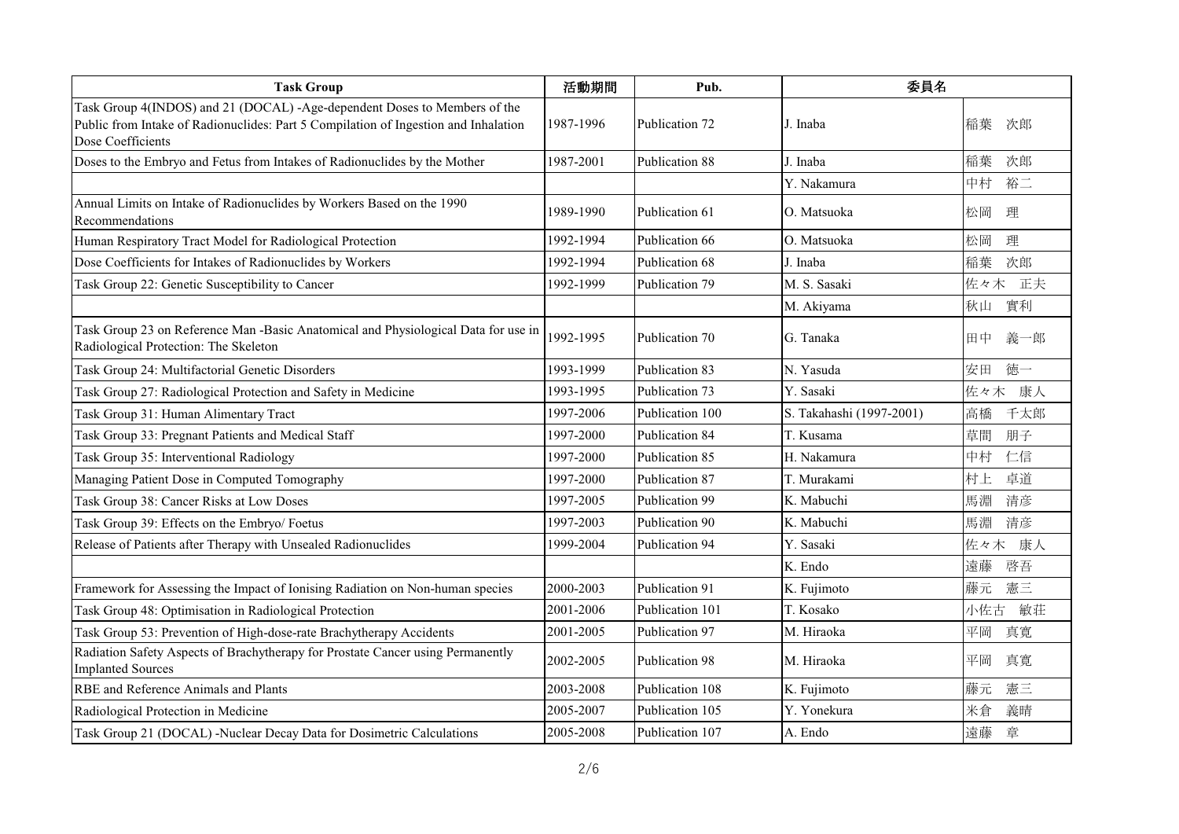| Task Group | 活動期間 | Pub. | 委員名 | |
|---|---|---|---|---|
| Task Group 4(INDOS) and 21 (DOCAL) -Age-dependent Doses to Members of the Public from Intake of Radionuclides: Part 5 Compilation of Ingestion and Inhalation Dose Coefficients | 1987-1996 | Publication 72 | J. Inaba | 稲葉　次郎 |
| Doses to the Embryo and Fetus from Intakes of Radionuclides by the Mother | 1987-2001 | Publication 88 | J. Inaba | 稲葉　次郎 |
| | | | Y. Nakamura | 中村　裕二 |
| Annual Limits on Intake of Radionuclides by Workers Based on the 1990 Recommendations | 1989-1990 | Publication 61 | O. Matsuoka | 松岡　理 |
| Human Respiratory Tract Model for Radiological Protection | 1992-1994 | Publication 66 | O. Matsuoka | 松岡　理 |
| Dose Coefficients for Intakes of Radionuclides by Workers | 1992-1994 | Publication 68 | J. Inaba | 稲葉　次郎 |
| Task Group 22: Genetic Susceptibility to Cancer | 1992-1999 | Publication 79 | M. S. Sasaki | 佐々木　正夫 |
| | | | M. Akiyama | 秋山　實利 |
| Task Group 23 on Reference Man -Basic Anatomical and Physiological Data for use in Radiological Protection: The Skeleton | 1992-1995 | Publication 70 | G. Tanaka | 田中　義一郎 |
| Task Group 24: Multifactorial Genetic Disorders | 1993-1999 | Publication 83 | N. Yasuda | 安田　徳一 |
| Task Group 27: Radiological Protection and Safety in Medicine | 1993-1995 | Publication 73 | Y. Sasaki | 佐々木　康人 |
| Task Group 31: Human Alimentary Tract | 1997-2006 | Publication 100 | S. Takahashi (1997-2001) | 高橋　千太郎 |
| Task Group 33: Pregnant Patients and Medical Staff | 1997-2000 | Publication 84 | T. Kusama | 草間　朋子 |
| Task Group 35: Interventional Radiology | 1997-2000 | Publication 85 | H. Nakamura | 中村　仁信 |
| Managing Patient Dose in Computed Tomography | 1997-2000 | Publication 87 | T. Murakami | 村上　卓道 |
| Task Group 38: Cancer Risks at Low Doses | 1997-2005 | Publication 99 | K. Mabuchi | 馬淵　清彦 |
| Task Group 39: Effects on the Embryo/ Foetus | 1997-2003 | Publication 90 | K. Mabuchi | 馬淵　清彦 |
| Release of Patients after Therapy with Unsealed Radionuclides | 1999-2004 | Publication 94 | Y. Sasaki | 佐々木　康人 |
| | | | K. Endo | 遠藤　啓吾 |
| Framework for Assessing the Impact of Ionising Radiation on Non-human species | 2000-2003 | Publication 91 | K. Fujimoto | 藤元　憲三 |
| Task Group 48: Optimisation in Radiological Protection | 2001-2006 | Publication 101 | T. Kosako | 小佐古　敏荘 |
| Task Group 53: Prevention of High-dose-rate Brachytherapy Accidents | 2001-2005 | Publication 97 | M. Hiraoka | 平岡　真寛 |
| Radiation Safety Aspects of Brachytherapy for Prostate Cancer using Permanently Implanted Sources | 2002-2005 | Publication 98 | M. Hiraoka | 平岡　真寛 |
| RBE and Reference Animals and Plants | 2003-2008 | Publication 108 | K. Fujimoto | 藤元　憲三 |
| Radiological Protection in Medicine | 2005-2007 | Publication 105 | Y. Yonekura | 米倉　義晴 |
| Task Group 21 (DOCAL) -Nuclear Decay Data for Dosimetric Calculations | 2005-2008 | Publication 107 | A. Endo | 遠藤　章 |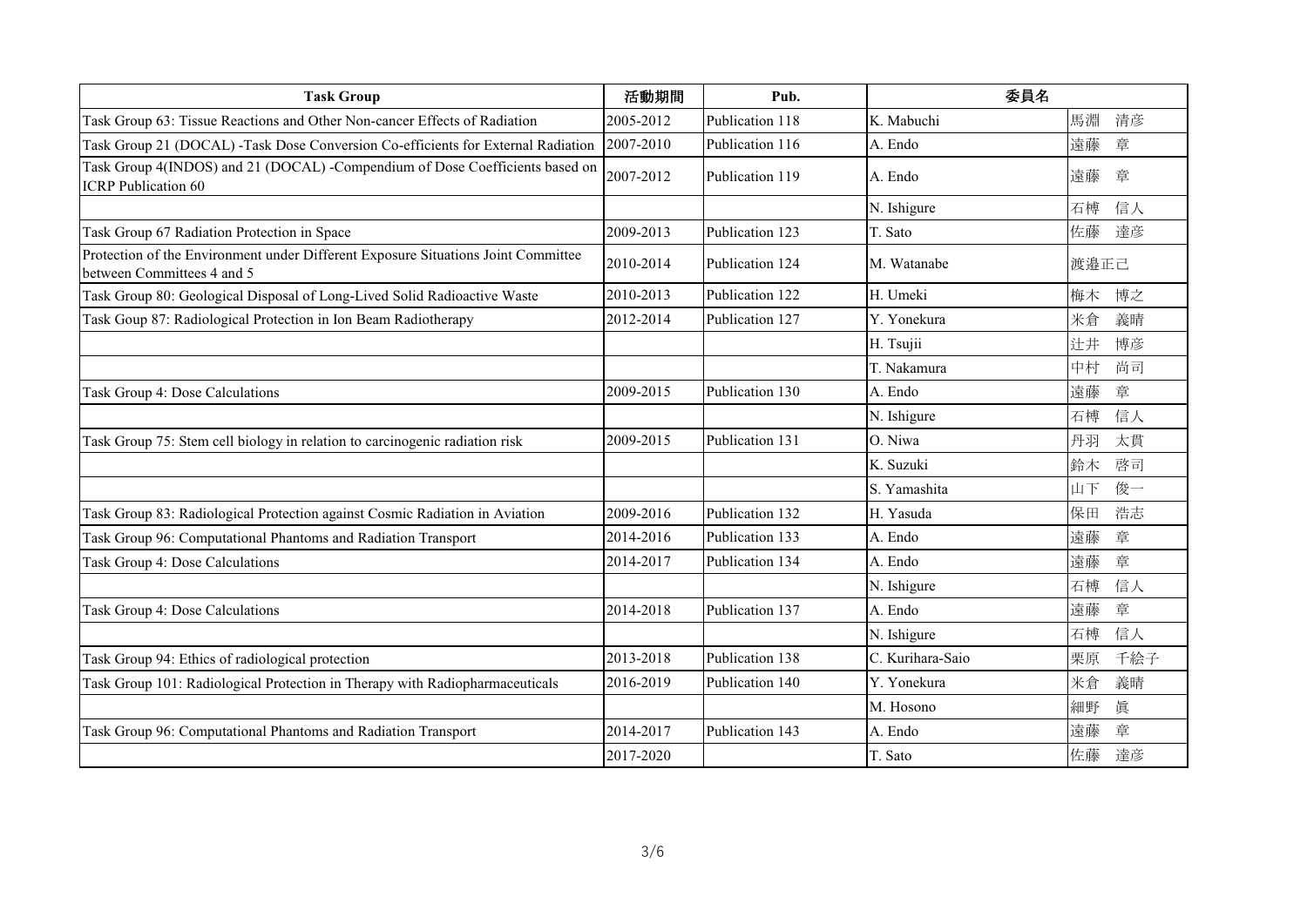| Task Group | 活動期間 | Pub. | 委員名 | |
|---|---|---|---|---|
| Task Group 63: Tissue Reactions and Other Non-cancer Effects of Radiation | 2005-2012 | Publication 118 | K. Mabuchi | 馬淵　清彦 |
| Task Group 21 (DOCAL) -Task Dose Conversion Co-efficients for External Radiation | 2007-2010 | Publication 116 | A. Endo | 遠藤　章 |
| Task Group 4(INDOS) and 21 (DOCAL) -Compendium of Dose Coefficients based on ICRP Publication 60 | 2007-2012 | Publication 119 | A. Endo | 遠藤　章 |
| | | | N. Ishigure | 石榑　信人 |
| Task Group 67 Radiation Protection in Space | 2009-2013 | Publication 123 | T. Sato | 佐藤　達彦 |
| Protection of the Environment under Different Exposure Situations Joint Committee between Committees 4 and 5 | 2010-2014 | Publication 124 | M. Watanabe | 渡邉正己 |
| Task Group 80: Geological Disposal of Long-Lived Solid Radioactive Waste | 2010-2013 | Publication 122 | H. Umeki | 梅木　博之 |
| Task Goup 87: Radiological Protection in Ion Beam Radiotherapy | 2012-2014 | Publication 127 | Y. Yonekura | 米倉　義晴 |
| | | | H. Tsujii | 辻井　博彦 |
| | | | T. Nakamura | 中村　尚司 |
| Task Group 4: Dose Calculations | 2009-2015 | Publication 130 | A. Endo | 遠藤　章 |
| | | | N. Ishigure | 石榑　信人 |
| Task Group 75: Stem cell biology in relation to carcinogenic radiation risk | 2009-2015 | Publication 131 | O. Niwa | 丹羽　太貫 |
| | | | K. Suzuki | 鈴木　啓司 |
| | | | S. Yamashita | 山下　俊一 |
| Task Group 83: Radiological Protection against Cosmic Radiation in Aviation | 2009-2016 | Publication 132 | H. Yasuda | 保田　浩志 |
| Task Group 96: Computational Phantoms and Radiation Transport | 2014-2016 | Publication 133 | A. Endo | 遠藤　章 |
| Task Group 4: Dose Calculations | 2014-2017 | Publication 134 | A. Endo | 遠藤　章 |
| | | | N. Ishigure | 石榑　信人 |
| Task Group 4: Dose Calculations | 2014-2018 | Publication 137 | A. Endo | 遠藤　章 |
| | | | N. Ishigure | 石榑　信人 |
| Task Group 94: Ethics of radiological protection | 2013-2018 | Publication 138 | C. Kurihara-Saio | 栗原　千絵子 |
| Task Group 101: Radiological Protection in Therapy with Radiopharmaceuticals | 2016-2019 | Publication 140 | Y. Yonekura | 米倉　義晴 |
| | | | M. Hosono | 細野　眞 |
| Task Group 96: Computational Phantoms and Radiation Transport | 2014-2017 | Publication 143 | A. Endo | 遠藤　章 |
| | 2017-2020 | | T. Sato | 佐藤　達彦 |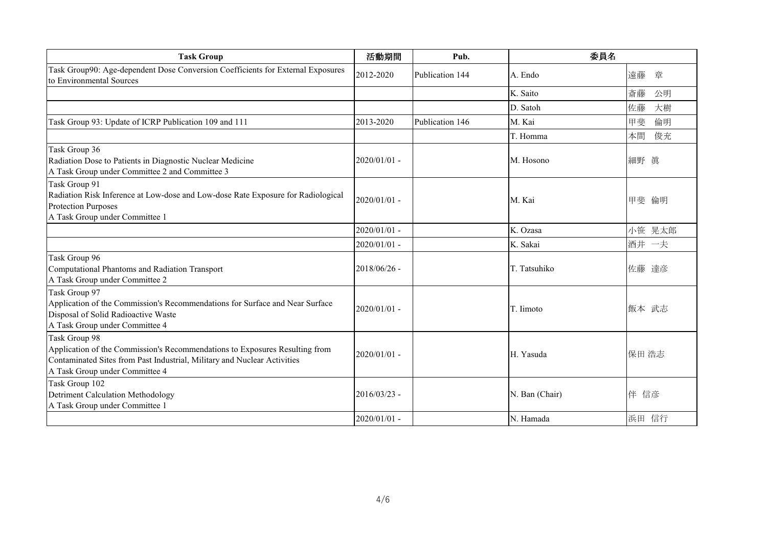| Task Group | 活動期間 | Pub. | 委員名 | |
|---|---|---|---|---|
| Task Group90: Age-dependent Dose Conversion Coefficients for External Exposures to Environmental Sources | 2012-2020 | Publication 144 | A. Endo | 遠藤　章 |
| | | | K. Saito | 斎藤　公明 |
| | | | D. Satoh | 佐藤　大樹 |
| Task Group 93: Update of ICRP Publication 109 and 111 | 2013-2020 | Publication 146 | M. Kai | 甲斐　倫明 |
| | | | T. Homma | 本間　俊充 |
| Task Group 36<br>Radiation Dose to Patients in Diagnostic Nuclear Medicine<br>A Task Group under Committee 2 and Committee 3 | 2020/01/01 - | | M. Hosono | 細野 眞 |
| Task Group 91<br>Radiation Risk Inference at Low-dose and Low-dose Rate Exposure for Radiological Protection Purposes<br>A Task Group under Committee 1 | 2020/01/01 - | | M. Kai | 甲斐 倫明 |
| | 2020/01/01 - | | K. Ozasa | 小笹 晃太郎 |
| | 2020/01/01 - | | K. Sakai | 酒井 一夫 |
| Task Group 96<br>Computational Phantoms and Radiation Transport<br>A Task Group under Committee 2 | 2018/06/26 - | | T. Tatsuhiko | 佐藤 達彦 |
| Task Group 97<br>Application of the Commission's Recommendations for Surface and Near Surface Disposal of Solid Radioactive Waste<br>A Task Group under Committee 4 | 2020/01/01 - | | T. Iimoto | 飯本 武志 |
| Task Group 98<br>Application of the Commission's Recommendations to Exposures Resulting from Contaminated Sites from Past Industrial, Military and Nuclear Activities<br>A Task Group under Committee 4 | 2020/01/01 - | | H. Yasuda | 保田 浩志 |
| Task Group 102<br>Detriment Calculation Methodology<br>A Task Group under Committee 1 | 2016/03/23 - | | N. Ban (Chair) | 伴 信彦 |
| | 2020/01/01 - | | N. Hamada | 浜田 信行 |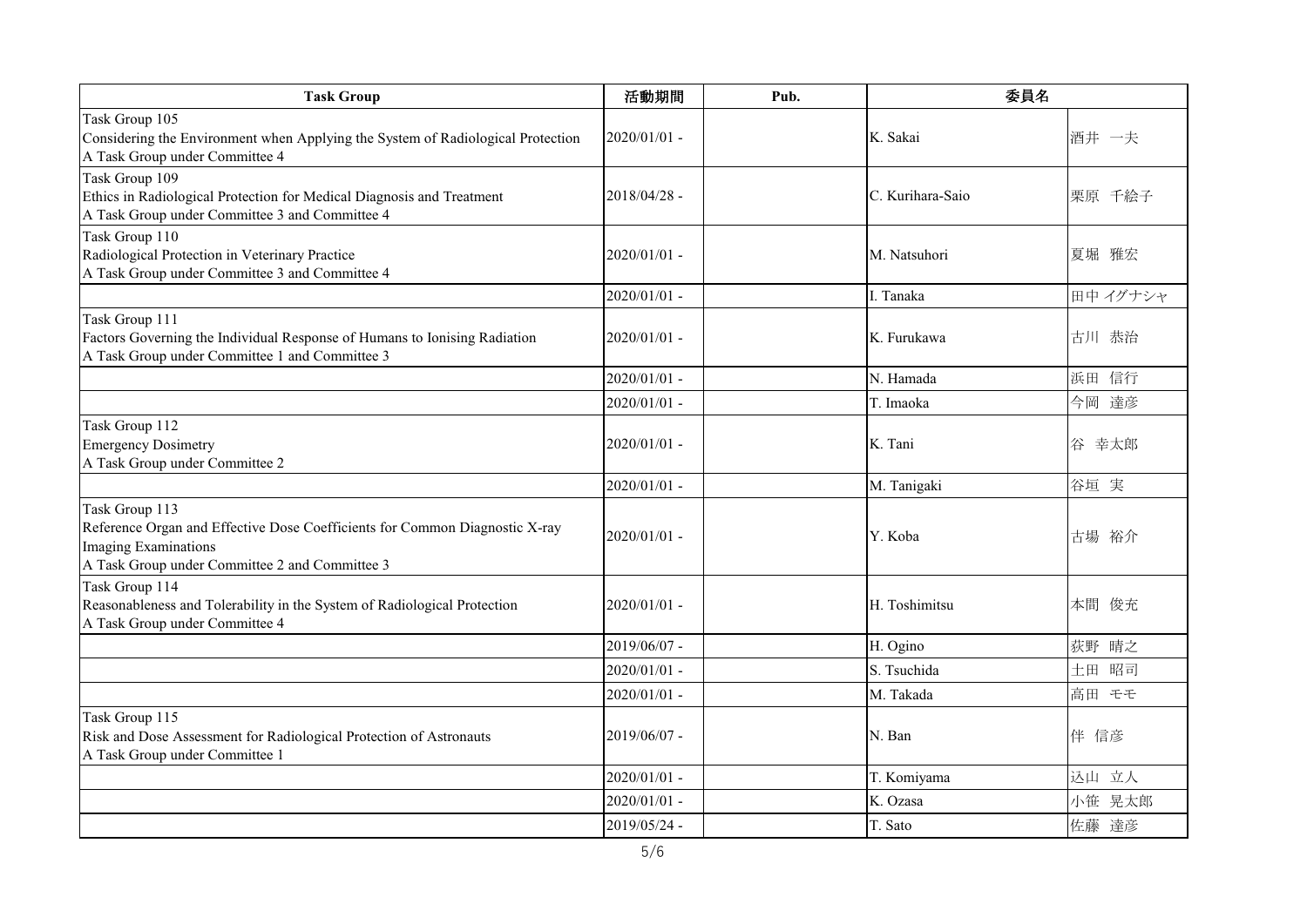| Task Group | 活動期間 | Pub. | 委員名 | |
|---|---|---|---|---|
| Task Group 105<br>Considering the Environment when Applying the System of Radiological Protection<br>A Task Group under Committee 4 | 2020/01/01 - | | K. Sakai | 酒井 一夫 |
| Task Group 109<br>Ethics in Radiological Protection for Medical Diagnosis and Treatment<br>A Task Group under Committee 3 and Committee 4 | 2018/04/28 - | | C. Kurihara-Saio | 栗原 千絵子 |
| Task Group 110<br>Radiological Protection in Veterinary Practice<br>A Task Group under Committee 3 and Committee 4 | 2020/01/01 - | | M. Natsuhori | 夏堀 雅宏 |
| | 2020/01/01 - | | I. Tanaka | 田中 イグナシャ |
| Task Group 111<br>Factors Governing the Individual Response of Humans to Ionising Radiation<br>A Task Group under Committee 1 and Committee 3 | 2020/01/01 - | | K. Furukawa | 古川 恭治 |
| | 2020/01/01 - | | N. Hamada | 浜田 信行 |
| | 2020/01/01 - | | T. Imaoka | 今岡 達彦 |
| Task Group 112<br>Emergency Dosimetry<br>A Task Group under Committee 2 | 2020/01/01 - | | K. Tani | 谷 幸太郎 |
| | 2020/01/01 - | | M. Tanigaki | 谷垣 実 |
| Task Group 113<br>Reference Organ and Effective Dose Coefficients for Common Diagnostic X-ray Imaging Examinations<br>A Task Group under Committee 2 and Committee 3 | 2020/01/01 - | | Y. Koba | 古場 裕介 |
| Task Group 114<br>Reasonableness and Tolerability in the System of Radiological Protection<br>A Task Group under Committee 4 | 2020/01/01 - | | H. Toshimitsu | 本間 俊充 |
| | 2019/06/07 - | | H. Ogino | 荻野 晴之 |
| | 2020/01/01 - | | S. Tsuchida | 土田 昭司 |
| | 2020/01/01 - | | M. Takada | 高田 モモ |
| Task Group 115<br>Risk and Dose Assessment for Radiological Protection of Astronauts<br>A Task Group under Committee 1 | 2019/06/07 - | | N. Ban | 伴 信彦 |
| | 2020/01/01 - | | T. Komiyama | 込山 立人 |
| | 2020/01/01 - | | K. Ozasa | 小笹 晃太郎 |
| | 2019/05/24 - | | T. Sato | 佐藤 達彦 |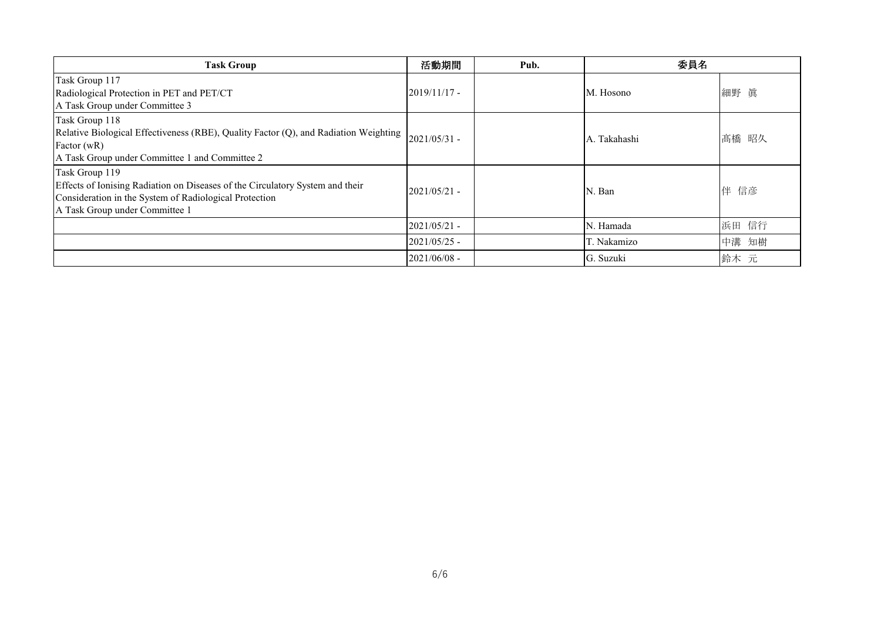| Task Group | 活動期間 | Pub. | 委員名 | |
|---|---|---|---|---|
| Task Group 117<br>Radiological Protection in PET and PET/CT<br>A Task Group under Committee 3 | 2019/11/17 - | | M. Hosono | 細野 眞 |
| Task Group 118<br>Relative Biological Effectiveness (RBE), Quality Factor (Q), and Radiation Weighting Factor (wR)<br>A Task Group under Committee 1 and Committee 2 | 2021/05/31 - | | A. Takahashi | 髙橋 昭久 |
| Task Group 119<br>Effects of Ionising Radiation on Diseases of the Circulatory System and their Consideration in the System of Radiological Protection<br>A Task Group under Committee 1 | 2021/05/21 - | | N. Ban | 伴 信彦 |
| | 2021/05/21 - | | N. Hamada | 浜田 信行 |
| | 2021/05/25 - | | T. Nakamizo | 中溝 知樹 |
| | 2021/06/08 - | | G. Suzuki | 鈴木 元 |